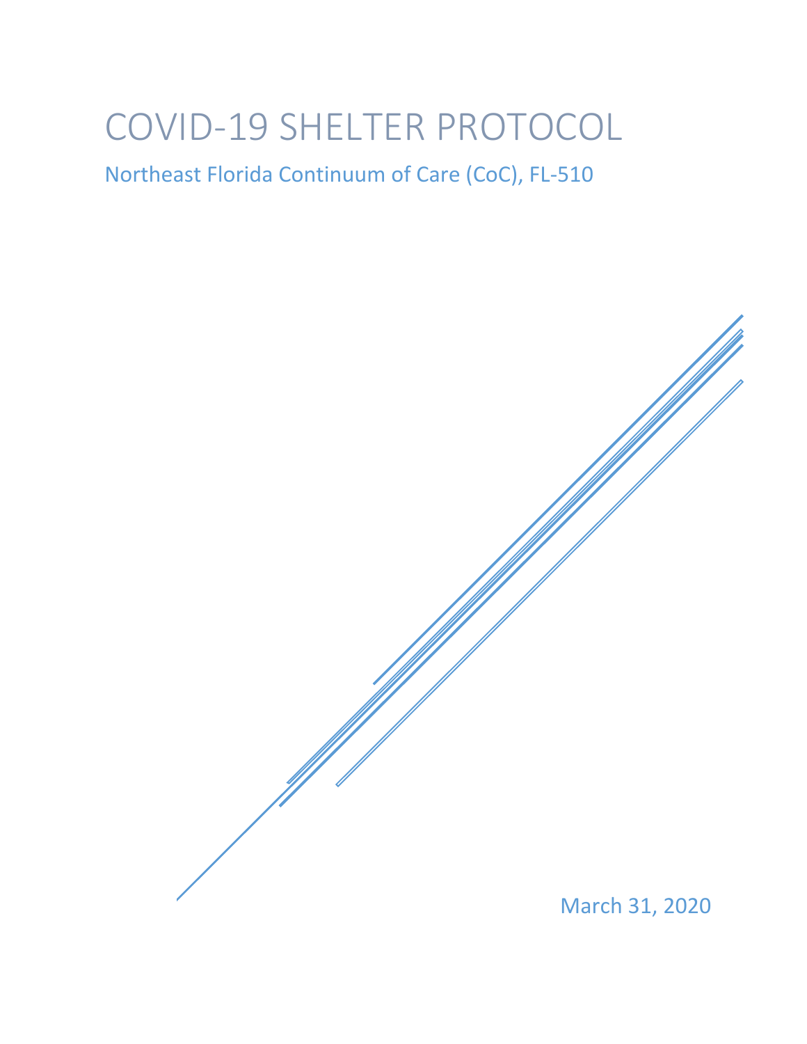# COVID-19 SHELTER PROTOCOL

## Northeast Florida Continuum of Care (CoC), FL-510

March 31, 2020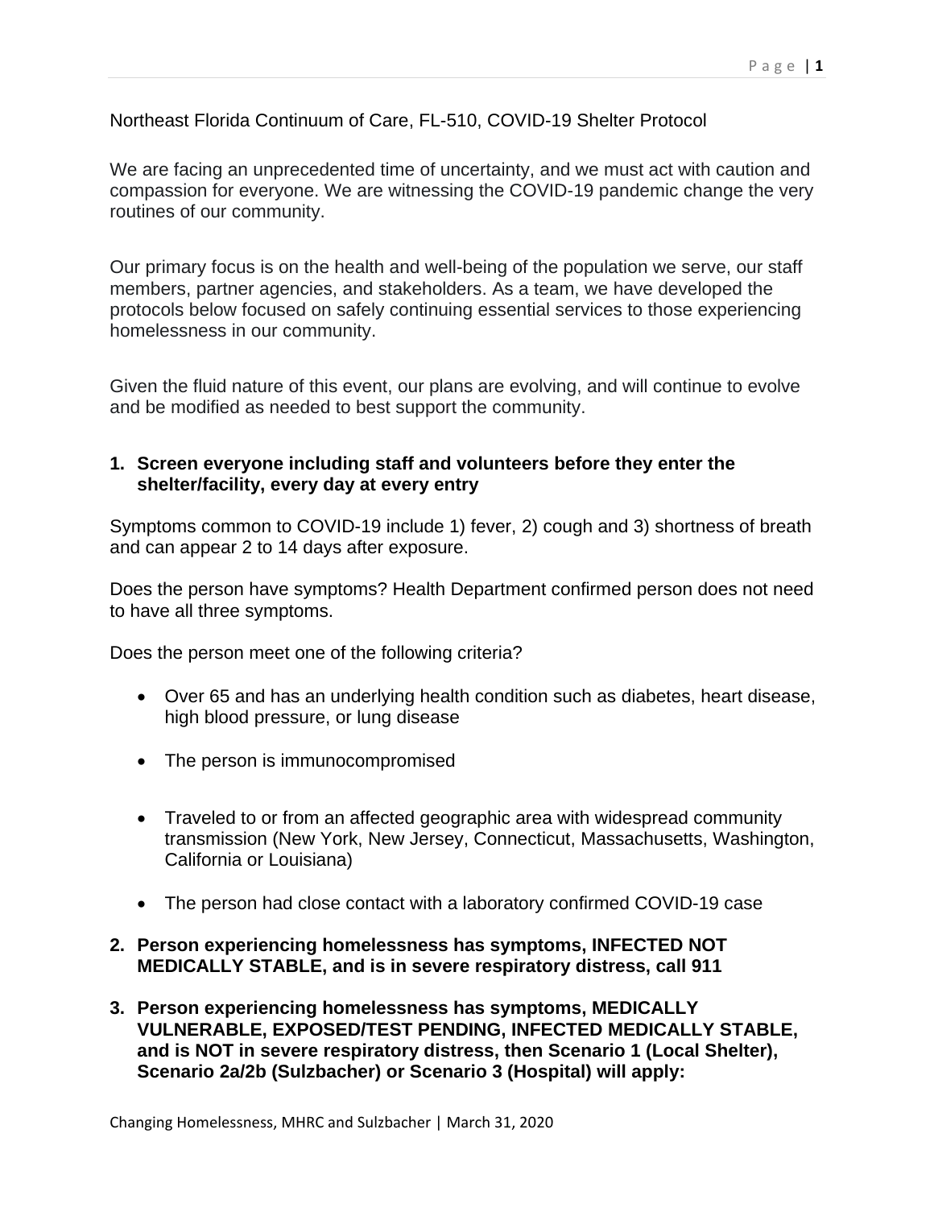Northeast Florida Continuum of Care, FL-510, COVID-19 Shelter Protocol

We are facing an unprecedented time of uncertainty, and we must act with caution and compassion for everyone. We are witnessing the COVID-19 pandemic change the very routines of our community.

Our primary focus is on the health and well-being of the population we serve, our staff members, partner agencies, and stakeholders. As a team, we have developed the protocols below focused on safely continuing essential services to those experiencing homelessness in our community.

Given the fluid nature of this event, our plans are evolving, and will continue to evolve and be modified as needed to best support the community.

**1. Screen everyone including staff and volunteers before they enter the shelter/facility, every day at every entry**

Symptoms common to COVID-19 include 1) fever, 2) cough and 3) shortness of breath and can appear 2 to 14 days after exposure.

Does the person have symptoms? Health Department confirmed person does not need to have all three symptoms.

Does the person meet one of the following criteria?

- Over 65 and has an underlying health condition such as diabetes, heart disease, high blood pressure, or lung disease
- The person is immunocompromised
- Traveled to or from an affected geographic area with widespread community transmission (New York, New Jersey, Connecticut, Massachusetts, Washington, California or Louisiana)
- The person had close contact with a laboratory confirmed COVID-19 case

**2. Person experiencing homelessness has symptoms, INFECTED NOT MEDICALLY STABLE, and is in severe respiratory distress, call 911**

**3. Person experiencing homelessness has symptoms, MEDICALLY VULNERABLE, EXPOSED/TEST PENDING, INFECTED MEDICALLY STABLE, and is NOT in severe respiratory distress, then Scenario 1 (Local Shelter), Scenario 2a/2b (Sulzbacher) or Scenario 3 (Hospital) will apply:**

Changing Homelessness, MHRC and Sulzbacher | March 31, 2020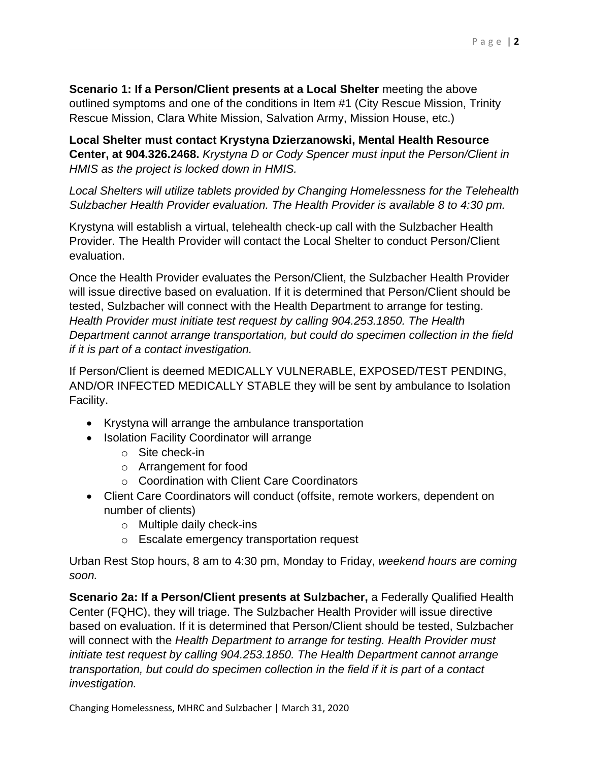**Scenario 1: If a Person/Client presents at a Local Shelter** meeting the above outlined symptoms and one of the conditions in Item #1 (City Rescue Mission, Trinity Rescue Mission, Clara White Mission, Salvation Army, Mission House, etc.)

**Local Shelter must contact Krystyna Dzierzanowski, Mental Health Resource Center, at 904.326.2468.** *Krystyna D or Cody Spencer must input the Person/Client in HMIS as the project is locked down in HMIS.*

*Local Shelters will utilize tablets provided by Changing Homelessness for the Telehealth Sulzbacher Health Provider evaluation. The Health Provider is available 8 to 4:30 pm.*

Krystyna will establish a virtual, telehealth check-up call with the Sulzbacher Health Provider. The Health Provider will contact the Local Shelter to conduct Person/Client evaluation.

Once the Health Provider evaluates the Person/Client, the Sulzbacher Health Provider will issue directive based on evaluation. If it is determined that Person/Client should be tested, Sulzbacher will connect with the Health Department to arrange for testing. *Health Provider must initiate test request by calling 904.253.1850. The Health Department cannot arrange transportation, but could do specimen collection in the field if it is part of a contact investigation.*

If Person/Client is deemed MEDICALLY VULNERABLE, EXPOSED/TEST PENDING, AND/OR INFECTED MEDICALLY STABLE they will be sent by ambulance to Isolation Facility.

- Krystyna will arrange the ambulance transportation
- Isolation Facility Coordinator will arrange
  - Site check-in
  - Arrangement for food
  - Coordination with Client Care Coordinators
- Client Care Coordinators will conduct (offsite, remote workers, dependent on number of clients)
  - Multiple daily check-ins
  - Escalate emergency transportation request

Urban Rest Stop hours, 8 am to 4:30 pm, Monday to Friday, *weekend hours are coming soon.*

**Scenario 2a: If a Person/Client presents at Sulzbacher,** a Federally Qualified Health Center (FQHC), they will triage. The Sulzbacher Health Provider will issue directive based on evaluation. If it is determined that Person/Client should be tested, Sulzbacher will connect with the *Health Department to arrange for testing. Health Provider must initiate test request by calling 904.253.1850. The Health Department cannot arrange transportation, but could do specimen collection in the field if it is part of a contact investigation.*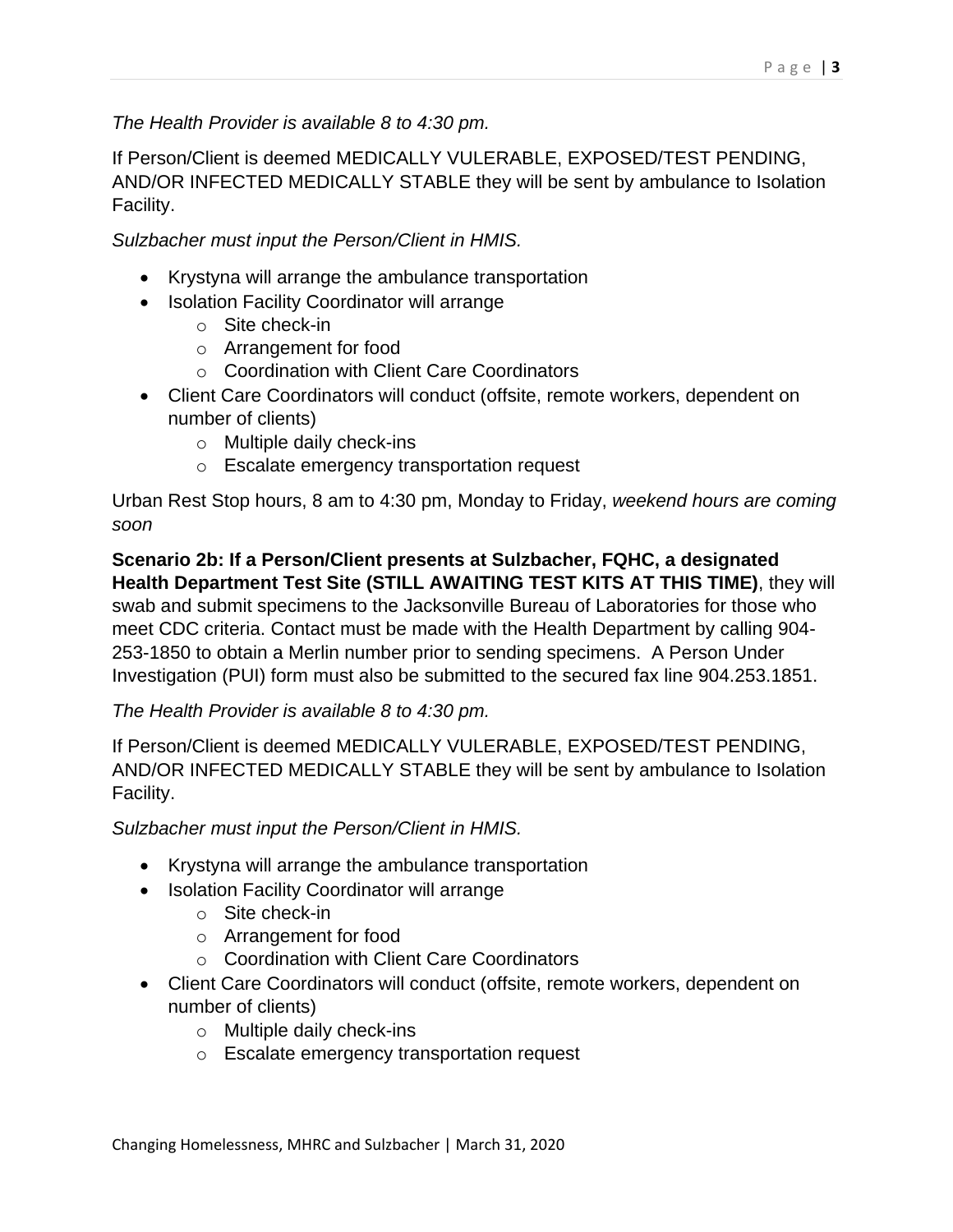*The Health Provider is available 8 to 4:30 pm.*

If Person/Client is deemed MEDICALLY VULERABLE, EXPOSED/TEST PENDING, AND/OR INFECTED MEDICALLY STABLE they will be sent by ambulance to Isolation Facility.

*Sulzbacher must input the Person/Client in HMIS.*

- Krystyna will arrange the ambulance transportation
- Isolation Facility Coordinator will arrange
  - Site check-in
  - Arrangement for food
  - Coordination with Client Care Coordinators
- Client Care Coordinators will conduct (offsite, remote workers, dependent on number of clients)
  - Multiple daily check-ins
  - Escalate emergency transportation request

Urban Rest Stop hours, 8 am to 4:30 pm, Monday to Friday, *weekend hours are coming soon*

**Scenario 2b: If a Person/Client presents at Sulzbacher, FQHC, a designated Health Department Test Site (STILL AWAITING TEST KITS AT THIS TIME)**, they will swab and submit specimens to the Jacksonville Bureau of Laboratories for those who meet CDC criteria. Contact must be made with the Health Department by calling 904-253-1850 to obtain a Merlin number prior to sending specimens. A Person Under Investigation (PUI) form must also be submitted to the secured fax line 904.253.1851.

*The Health Provider is available 8 to 4:30 pm.*

If Person/Client is deemed MEDICALLY VULERABLE, EXPOSED/TEST PENDING, AND/OR INFECTED MEDICALLY STABLE they will be sent by ambulance to Isolation Facility.

*Sulzbacher must input the Person/Client in HMIS.*

- Krystyna will arrange the ambulance transportation
- Isolation Facility Coordinator will arrange
  - Site check-in
  - Arrangement for food
  - Coordination with Client Care Coordinators
- Client Care Coordinators will conduct (offsite, remote workers, dependent on number of clients)
  - Multiple daily check-ins
  - Escalate emergency transportation request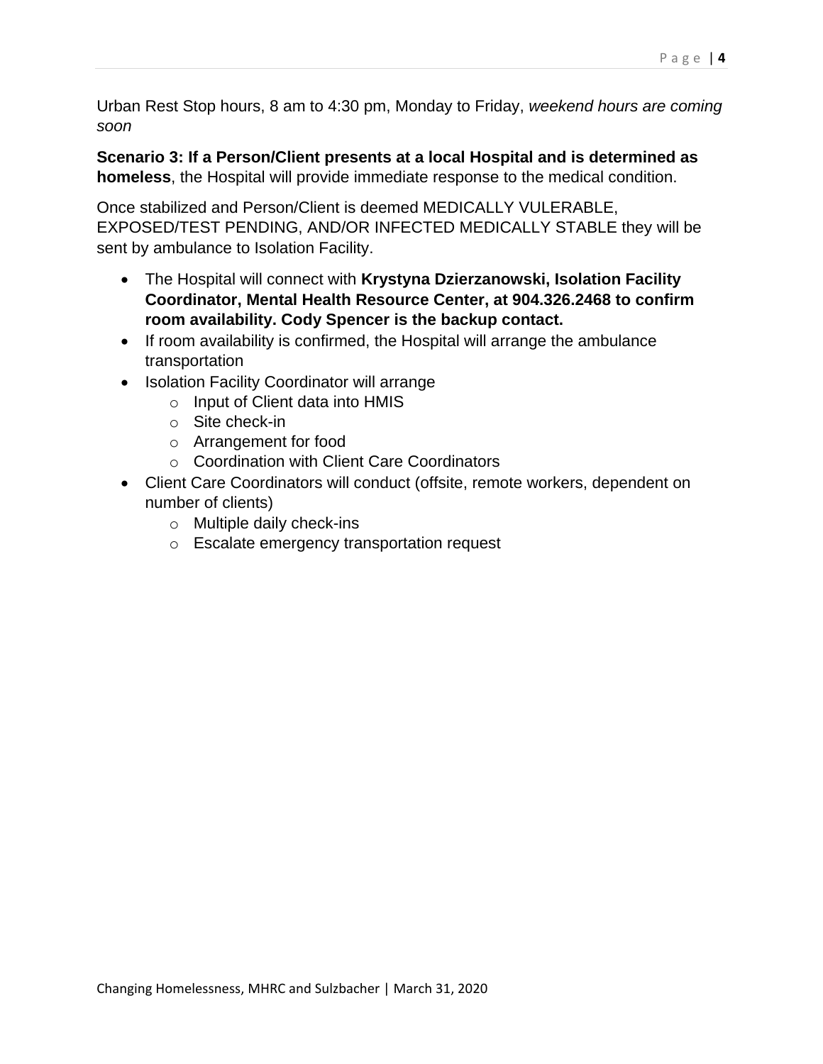Urban Rest Stop hours, 8 am to 4:30 pm, Monday to Friday, *weekend hours are coming soon*

**Scenario 3: If a Person/Client presents at a local Hospital and is determined as homeless**, the Hospital will provide immediate response to the medical condition.

Once stabilized and Person/Client is deemed MEDICALLY VULERABLE, EXPOSED/TEST PENDING, AND/OR INFECTED MEDICALLY STABLE they will be sent by ambulance to Isolation Facility.

- The Hospital will connect with **Krystyna Dzierzanowski, Isolation Facility Coordinator, Mental Health Resource Center, at 904.326.2468 to confirm room availability. Cody Spencer is the backup contact.**
- If room availability is confirmed, the Hospital will arrange the ambulance transportation
- Isolation Facility Coordinator will arrange
  - Input of Client data into HMIS
  - Site check-in
  - Arrangement for food
  - Coordination with Client Care Coordinators
- Client Care Coordinators will conduct (offsite, remote workers, dependent on number of clients)
  - Multiple daily check-ins
  - Escalate emergency transportation request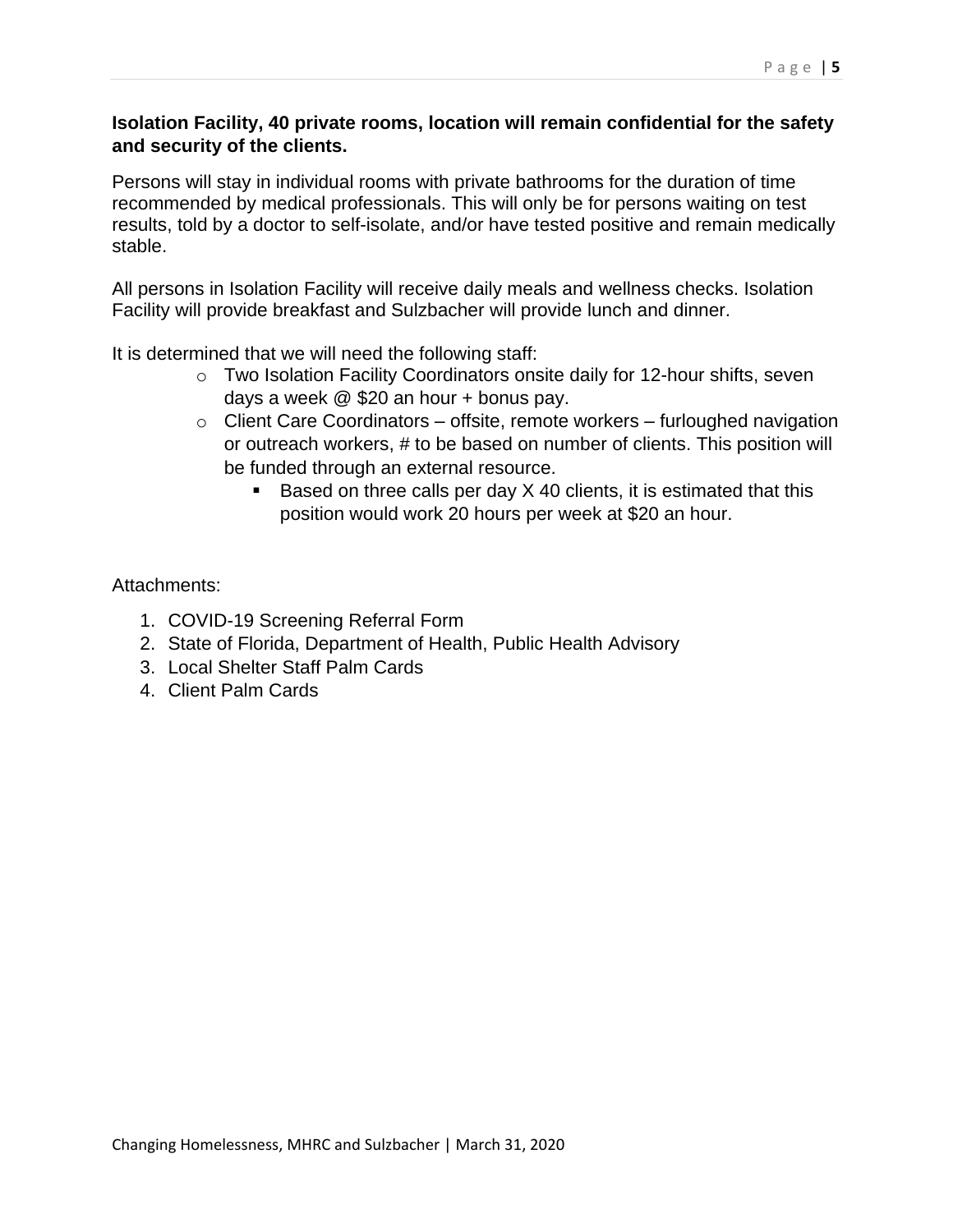**Isolation Facility, 40 private rooms, location will remain confidential for the safety and security of the clients.**

Persons will stay in individual rooms with private bathrooms for the duration of time recommended by medical professionals. This will only be for persons waiting on test results, told by a doctor to self-isolate, and/or have tested positive and remain medically stable.

All persons in Isolation Facility will receive daily meals and wellness checks. Isolation Facility will provide breakfast and Sulzbacher will provide lunch and dinner.

It is determined that we will need the following staff:

- Two Isolation Facility Coordinators onsite daily for 12-hour shifts, seven days a week @ $20 an hour + bonus pay.
- Client Care Coordinators – offsite, remote workers – furloughed navigation or outreach workers, # to be based on number of clients. This position will be funded through an external resource.
  - Based on three calls per day X 40 clients, it is estimated that this position would work 20 hours per week at $20 an hour.

Attachments:

1. COVID-19 Screening Referral Form
2. State of Florida, Department of Health, Public Health Advisory
3. Local Shelter Staff Palm Cards
4. Client Palm Cards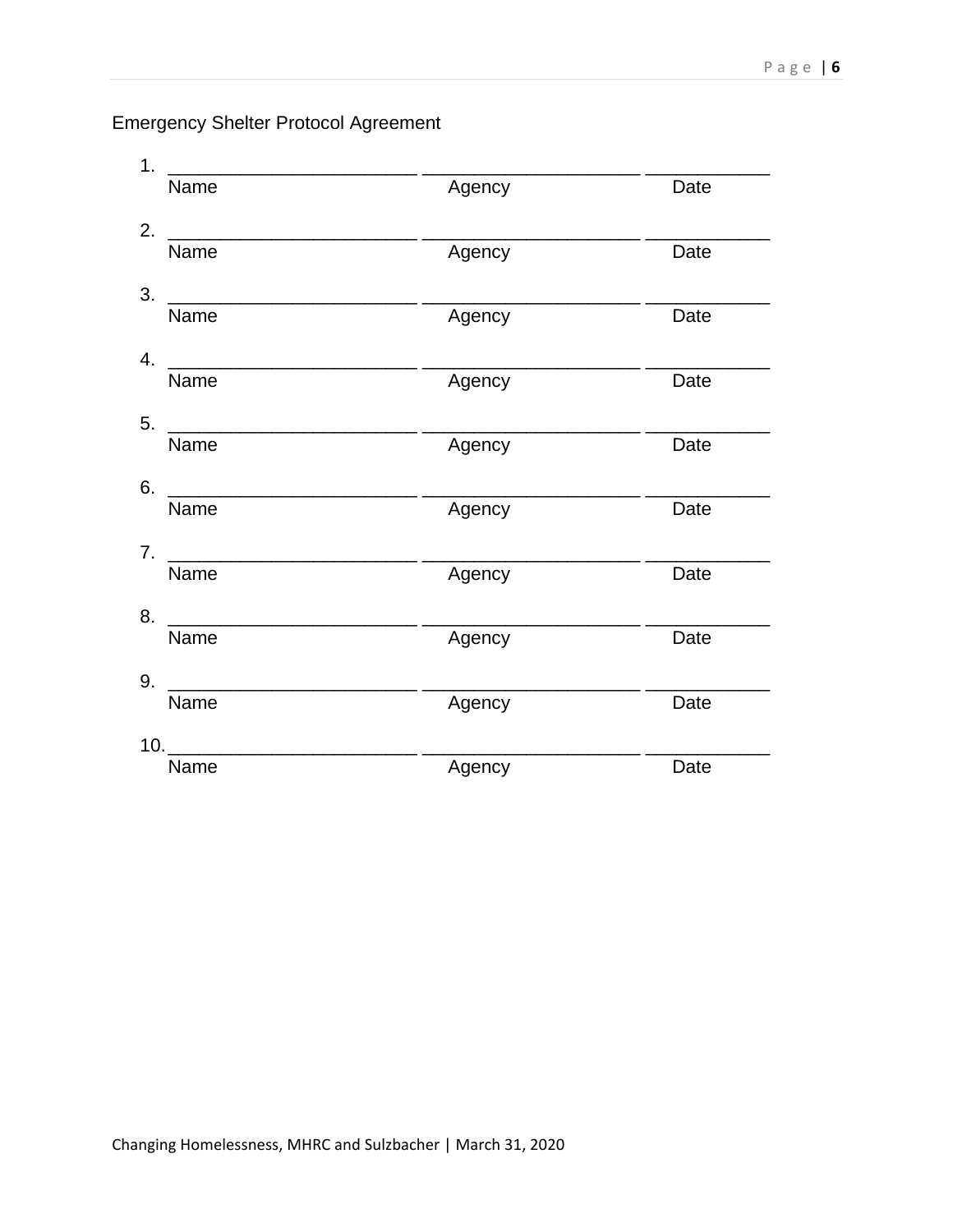Emergency Shelter Protocol Agreement

1. \_\_\_\_\_\_\_\_\_\_\_\_\_\_\_\_\_\_\_\_\_\_\_\_ \_\_\_\_\_\_\_\_\_\_\_\_\_\_\_\_\_\_\_\_\_ \_\_\_\_\_\_\_\_\_\_\_\_
   Name Agency Date

2. \_\_\_\_\_\_\_\_\_\_\_\_\_\_\_\_\_\_\_\_\_\_\_\_ \_\_\_\_\_\_\_\_\_\_\_\_\_\_\_\_\_\_\_\_\_ \_\_\_\_\_\_\_\_\_\_\_\_
   Name Agency Date

3. \_\_\_\_\_\_\_\_\_\_\_\_\_\_\_\_\_\_\_\_\_\_\_\_ \_\_\_\_\_\_\_\_\_\_\_\_\_\_\_\_\_\_\_\_\_ \_\_\_\_\_\_\_\_\_\_\_\_
   Name Agency Date

4. \_\_\_\_\_\_\_\_\_\_\_\_\_\_\_\_\_\_\_\_\_\_\_\_ \_\_\_\_\_\_\_\_\_\_\_\_\_\_\_\_\_\_\_\_\_ \_\_\_\_\_\_\_\_\_\_\_\_
   Name Agency Date

5. \_\_\_\_\_\_\_\_\_\_\_\_\_\_\_\_\_\_\_\_\_\_\_\_ \_\_\_\_\_\_\_\_\_\_\_\_\_\_\_\_\_\_\_\_\_ \_\_\_\_\_\_\_\_\_\_\_\_
   Name Agency Date

6. \_\_\_\_\_\_\_\_\_\_\_\_\_\_\_\_\_\_\_\_\_\_\_\_ \_\_\_\_\_\_\_\_\_\_\_\_\_\_\_\_\_\_\_\_\_ \_\_\_\_\_\_\_\_\_\_\_\_
   Name Agency Date

7. \_\_\_\_\_\_\_\_\_\_\_\_\_\_\_\_\_\_\_\_\_\_\_\_ \_\_\_\_\_\_\_\_\_\_\_\_\_\_\_\_\_\_\_\_\_ \_\_\_\_\_\_\_\_\_\_\_\_
   Name Agency Date

8. \_\_\_\_\_\_\_\_\_\_\_\_\_\_\_\_\_\_\_\_\_\_\_\_ \_\_\_\_\_\_\_\_\_\_\_\_\_\_\_\_\_\_\_\_\_ \_\_\_\_\_\_\_\_\_\_\_\_
   Name Agency Date

9. \_\_\_\_\_\_\_\_\_\_\_\_\_\_\_\_\_\_\_\_\_\_\_\_ \_\_\_\_\_\_\_\_\_\_\_\_\_\_\_\_\_\_\_\_\_ \_\_\_\_\_\_\_\_\_\_\_\_
   Name Agency Date

10. \_\_\_\_\_\_\_\_\_\_\_\_\_\_\_\_\_\_\_\_\_\_\_\_ \_\_\_\_\_\_\_\_\_\_\_\_\_\_\_\_\_\_\_\_\_ \_\_\_\_\_\_\_\_\_\_\_\_
    Name Agency Date